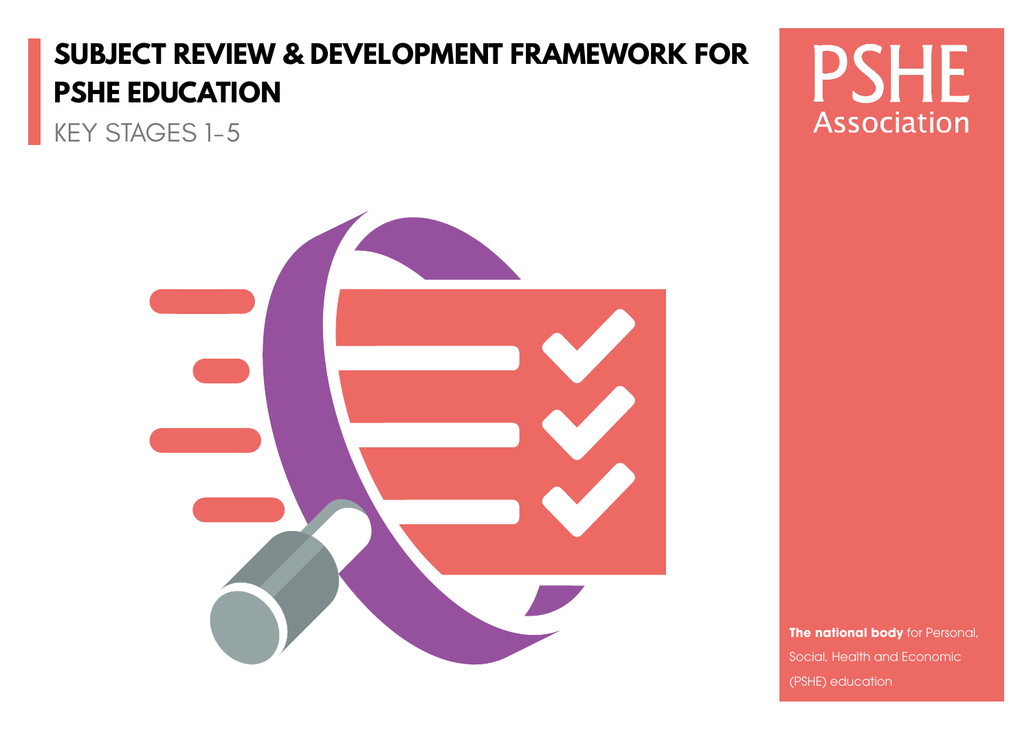# SUBJECT REVIEW & DEVELOPMENT FRAMEWORK FOR PSHE EDUCATION

KEY STAGES 1–5

PSHE Association

**The national body** for Personal, Social, Health and Economic (PSHE) education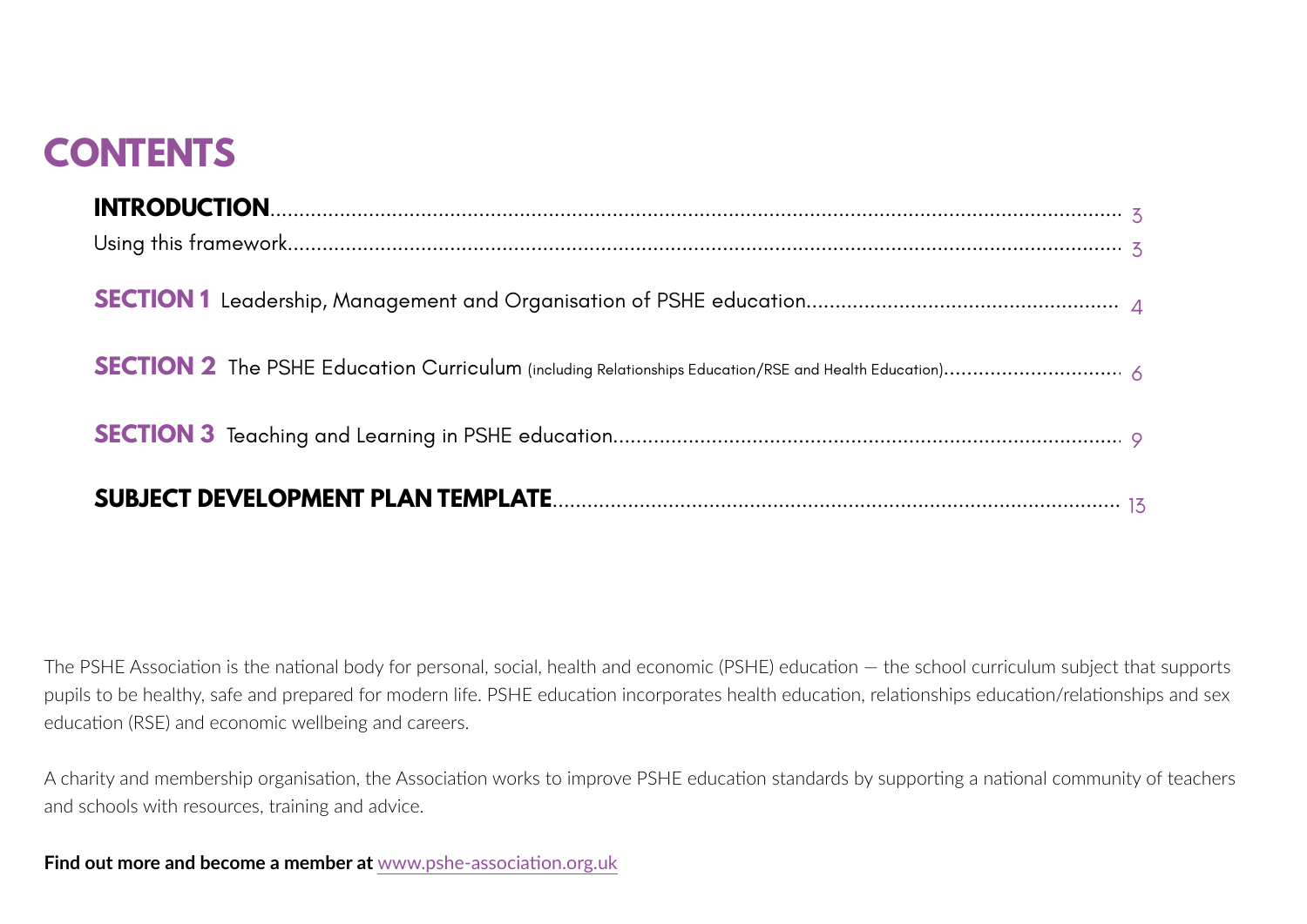# CONTENTS

**INTRODUCTION** .......... 3

Using this framework .......... 3

**SECTION 1** Leadership, Management and Organisation of PSHE education .......... 4

**SECTION 2** The PSHE Education Curriculum (including Relationships Education/RSE and Health Education) .......... 6

**SECTION 3** Teaching and Learning in PSHE education .......... 9

**SUBJECT DEVELOPMENT PLAN TEMPLATE** .......... 13

The PSHE Association is the national body for personal, social, health and economic (PSHE) education — the school curriculum subject that supports pupils to be healthy, safe and prepared for modern life. PSHE education incorporates health education, relationships education/relationships and sex education (RSE) and economic wellbeing and careers.

A charity and membership organisation, the Association works to improve PSHE education standards by supporting a national community of teachers and schools with resources, training and advice.

**Find out more and become a member at** www.pshe-association.org.uk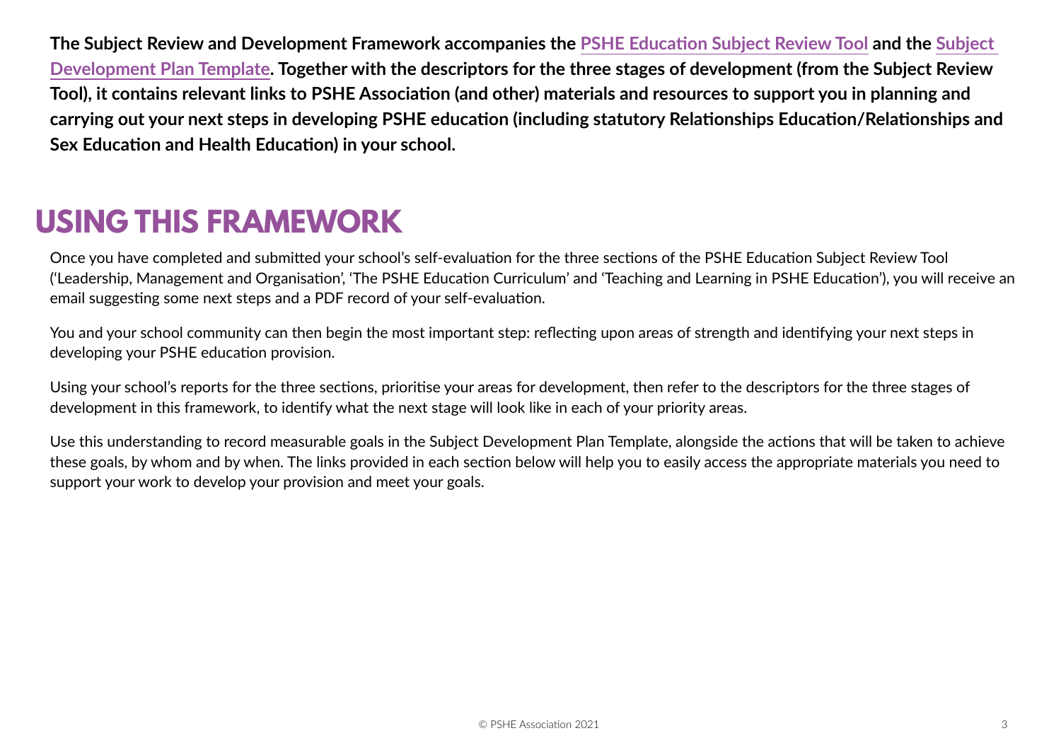**The Subject Review and Development Framework accompanies the PSHE Education Subject Review Tool and the Subject Development Plan Template. Together with the descriptors for the three stages of development (from the Subject Review Tool), it contains relevant links to PSHE Association (and other) materials and resources to support you in planning and carrying out your next steps in developing PSHE education (including statutory Relationships Education/Relationships and Sex Education and Health Education) in your school.**

# USING THIS FRAMEWORK

Once you have completed and submitted your school's self-evaluation for the three sections of the PSHE Education Subject Review Tool ('Leadership, Management and Organisation', 'The PSHE Education Curriculum' and 'Teaching and Learning in PSHE Education'), you will receive an email suggesting some next steps and a PDF record of your self-evaluation.

You and your school community can then begin the most important step: reflecting upon areas of strength and identifying your next steps in developing your PSHE education provision.

Using your school's reports for the three sections, prioritise your areas for development, then refer to the descriptors for the three stages of development in this framework, to identify what the next stage will look like in each of your priority areas.

Use this understanding to record measurable goals in the Subject Development Plan Template, alongside the actions that will be taken to achieve these goals, by whom and by when. The links provided in each section below will help you to easily access the appropriate materials you need to support your work to develop your provision and meet your goals.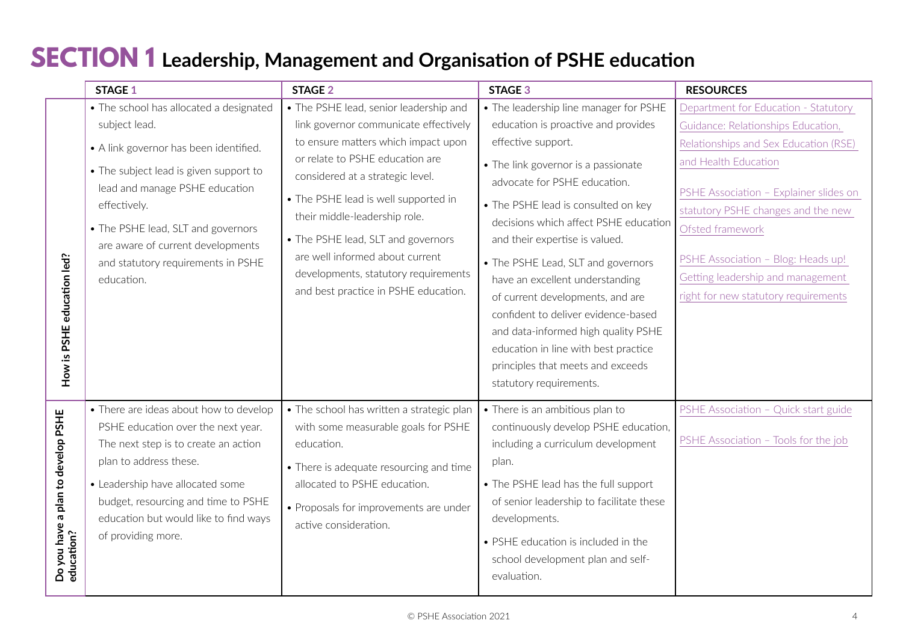# SECTION 1 Leadership, Management and Organisation of PSHE education

| | STAGE 1 | STAGE 2 | STAGE 3 | RESOURCES |
|---|---|---|---|---|
| **How is PSHE education led?** | • The school has allocated a designated subject lead.<br>• A link governor has been identified.<br>• The subject lead is given support to lead and manage PSHE education effectively.<br>• The PSHE lead, SLT and governors are aware of current developments and statutory requirements in PSHE education. | • The PSHE lead, senior leadership and link governor communicate effectively to ensure matters which impact upon or relate to PSHE education are considered at a strategic level.<br>• The PSHE lead is well supported in their middle-leadership role.<br>• The PSHE lead, SLT and governors are well informed about current developments, statutory requirements and best practice in PSHE education. | • The leadership line manager for PSHE education is proactive and provides effective support.<br>• The link governor is a passionate advocate for PSHE education.<br>• The PSHE lead is consulted on key decisions which affect PSHE education and their expertise is valued.<br>• The PSHE Lead, SLT and governors have an excellent understanding of current developments, and are confident to deliver evidence-based and data-informed high quality PSHE education in line with best practice principles that meets and exceeds statutory requirements. | Department for Education - Statutory Guidance: Relationships Education, Relationships and Sex Education (RSE) and Health Education<br><br>PSHE Association – Explainer slides on statutory PSHE changes and the new Ofsted framework<br><br>PSHE Association – Blog: Heads up! Getting leadership and management right for new statutory requirements |
| **Do you have a plan to develop PSHE education?** | • There are ideas about how to develop PSHE education over the next year. The next step is to create an action plan to address these.<br>• Leadership have allocated some budget, resourcing and time to PSHE education but would like to find ways of providing more. | • The school has written a strategic plan with some measurable goals for PSHE education.<br>• There is adequate resourcing and time allocated to PSHE education.<br>• Proposals for improvements are under active consideration. | • There is an ambitious plan to continuously develop PSHE education, including a curriculum development plan.<br>• The PSHE lead has the full support of senior leadership to facilitate these developments.<br>• PSHE education is included in the school development plan and self-evaluation. | PSHE Association – Quick start guide<br><br>PSHE Association – Tools for the job |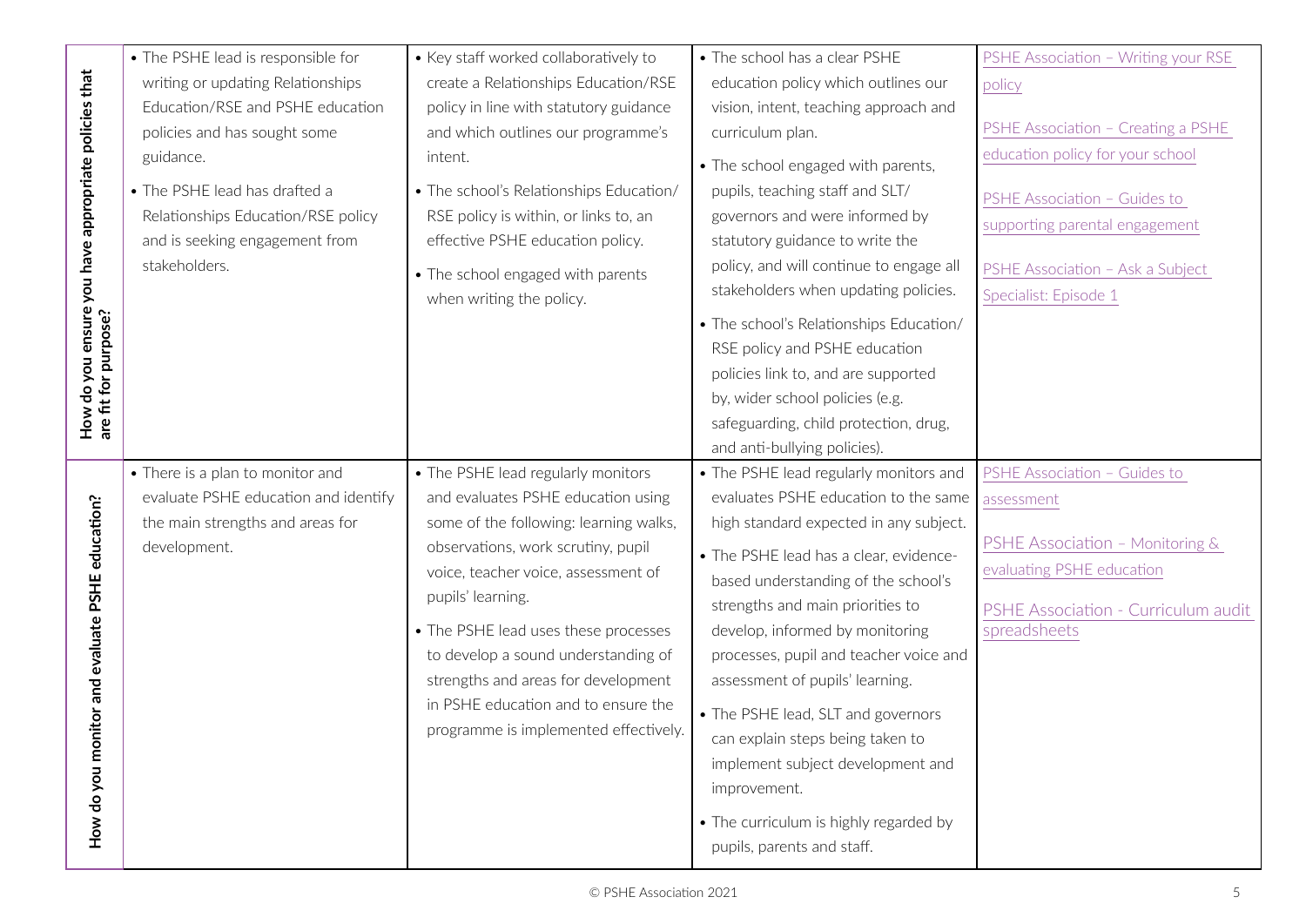| | | | | |
|---|---|---|---|---|
| **How do you ensure you have appropriate policies that are fit for purpose?** | • The PSHE lead is responsible for writing or updating Relationships Education/RSE and PSHE education policies and has sought some guidance.<br>• The PSHE lead has drafted a Relationships Education/RSE policy and is seeking engagement from stakeholders. | • Key staff worked collaboratively to create a Relationships Education/RSE policy in line with statutory guidance and which outlines our programme's intent.<br>• The school's Relationships Education/RSE policy is within, or links to, an effective PSHE education policy.<br>• The school engaged with parents when writing the policy. | • The school has a clear PSHE education policy which outlines our vision, intent, teaching approach and curriculum plan.<br>• The school engaged with parents, pupils, teaching staff and SLT/governors and were informed by statutory guidance to write the policy, and will continue to engage all stakeholders when updating policies.<br>• The school's Relationships Education/RSE policy and PSHE education policies link to, and are supported by, wider school policies (e.g. safeguarding, child protection, drug, and anti-bullying policies). | PSHE Association – Writing your RSE policy<br><br>PSHE Association – Creating a PSHE education policy for your school<br><br>PSHE Association – Guides to supporting parental engagement<br><br>PSHE Association – Ask a Subject Specialist: Episode 1 |
| **How do you monitor and evaluate PSHE education?** | • There is a plan to monitor and evaluate PSHE education and identify the main strengths and areas for development. | • The PSHE lead regularly monitors and evaluates PSHE education using some of the following: learning walks, observations, work scrutiny, pupil voice, teacher voice, assessment of pupils' learning.<br>• The PSHE lead uses these processes to develop a sound understanding of strengths and areas for development in PSHE education and to ensure the programme is implemented effectively. | • The PSHE lead regularly monitors and evaluates PSHE education to the same high standard expected in any subject.<br>• The PSHE lead has a clear, evidence-based understanding of the school's strengths and main priorities to develop, informed by monitoring processes, pupil and teacher voice and assessment of pupils' learning.<br>• The PSHE lead, SLT and governors can explain steps being taken to implement subject development and improvement.<br>• The curriculum is highly regarded by pupils, parents and staff. | PSHE Association – Guides to assessment<br><br>PSHE Association – Monitoring & evaluating PSHE education<br><br>PSHE Association - Curriculum audit spreadsheets |

© PSHE Association 2021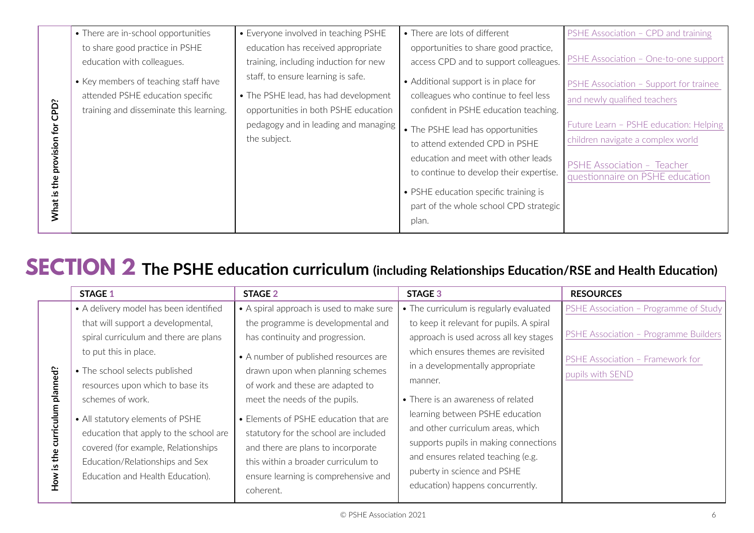| | | | | |
|---|---|---|---|---|
| **What is the provision for CPD?** | • There are in-school opportunities to share good practice in PSHE education with colleagues.<br>• Key members of teaching staff have attended PSHE education specific training and disseminate this learning. | • Everyone involved in teaching PSHE education has received appropriate training, including induction for new staff, to ensure learning is safe.<br>• The PSHE lead, has had development opportunities in both PSHE education pedagogy and in leading and managing the subject. | • There are lots of different opportunities to share good practice, access CPD and to support colleagues.<br>• Additional support is in place for colleagues who continue to feel less confident in PSHE education teaching.<br>• The PSHE lead has opportunities to attend extended CPD in PSHE education and meet with other leads to continue to develop their expertise.<br>• PSHE education specific training is part of the whole school CPD strategic plan. | PSHE Association – CPD and training<br>PSHE Association – One-to-one support<br>PSHE Association – Support for trainee and newly qualified teachers<br>Future Learn – PSHE education: Helping children navigate a complex world<br>PSHE Association – Teacher questionnaire on PSHE education |

# SECTION 2 The PSHE education curriculum (including Relationships Education/RSE and Health Education)

| | STAGE 1 | STAGE 2 | STAGE 3 | RESOURCES |
|---|---|---|---|---|
| **How is the curriculum planned?** | • A delivery model has been identified that will support a developmental, spiral curriculum and there are plans to put this in place.<br>• The school selects published resources upon which to base its schemes of work.<br>• All statutory elements of PSHE education that apply to the school are covered (for example, Relationships Education/Relationships and Sex Education and Health Education). | • A spiral approach is used to make sure the programme is developmental and has continuity and progression.<br>• A number of published resources are drawn upon when planning schemes of work and these are adapted to meet the needs of the pupils.<br>• Elements of PSHE education that are statutory for the school are included and there are plans to incorporate this within a broader curriculum to ensure learning is comprehensive and coherent. | • The curriculum is regularly evaluated to keep it relevant for pupils. A spiral approach is used across all key stages which ensures themes are revisited in a developmentally appropriate manner.<br>• There is an awareness of related learning between PSHE education and other curriculum areas, which supports pupils in making connections and ensures related teaching (e.g. puberty in science and PSHE education) happens concurrently. | PSHE Association – Programme of Study<br>PSHE Association – Programme Builders<br>PSHE Association – Framework for pupils with SEND |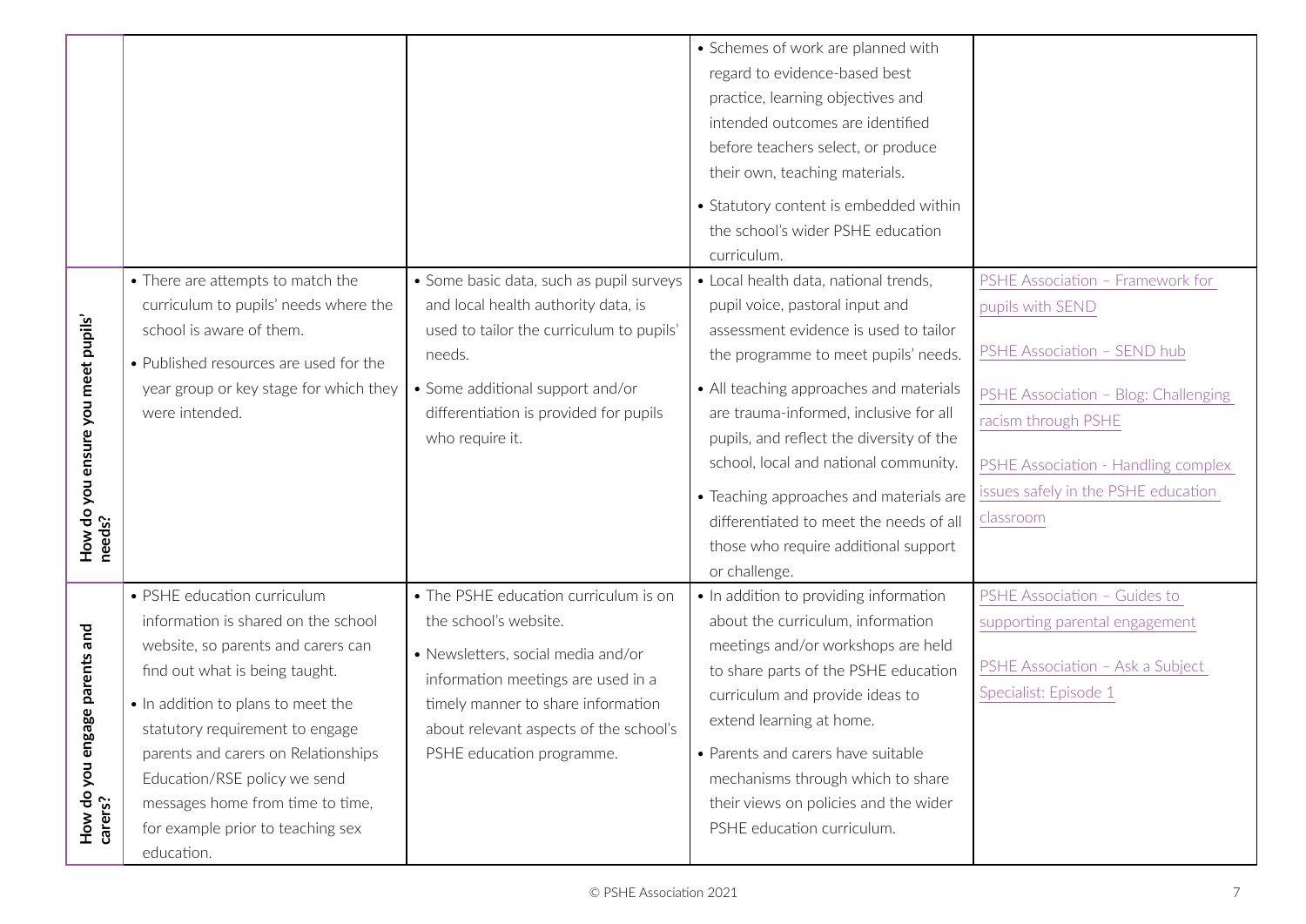| | | | | |
|---|---|---|---|---|
| | | | • Schemes of work are planned with regard to evidence-based best practice, learning objectives and intended outcomes are identified before teachers select, or produce their own, teaching materials.<br>• Statutory content is embedded within the school's wider PSHE education curriculum. | |
| **How do you ensure you meet pupils' needs?** | • There are attempts to match the curriculum to pupils' needs where the school is aware of them.<br>• Published resources are used for the year group or key stage for which they were intended. | • Some basic data, such as pupil surveys and local health authority data, is used to tailor the curriculum to pupils' needs.<br>• Some additional support and/or differentiation is provided for pupils who require it. | • Local health data, national trends, pupil voice, pastoral input and assessment evidence is used to tailor the programme to meet pupils' needs.<br>• All teaching approaches and materials are trauma-informed, inclusive for all pupils, and reflect the diversity of the school, local and national community.<br>• Teaching approaches and materials are differentiated to meet the needs of all those who require additional support or challenge. | PSHE Association – Framework for pupils with SEND<br><br>PSHE Association – SEND hub<br><br>PSHE Association – Blog: Challenging racism through PSHE<br><br>PSHE Association - Handling complex issues safely in the PSHE education classroom |
| **How do you engage parents and carers?** | • PSHE education curriculum information is shared on the school website, so parents and carers can find out what is being taught.<br>• In addition to plans to meet the statutory requirement to engage parents and carers on Relationships Education/RSE policy we send messages home from time to time, for example prior to teaching sex education. | • The PSHE education curriculum is on the school's website.<br>• Newsletters, social media and/or information meetings are used in a timely manner to share information about relevant aspects of the school's PSHE education programme. | • In addition to providing information about the curriculum, information meetings and/or workshops are held to share parts of the PSHE education curriculum and provide ideas to extend learning at home.<br>• Parents and carers have suitable mechanisms through which to share their views on policies and the wider PSHE education curriculum. | PSHE Association – Guides to supporting parental engagement<br><br>PSHE Association – Ask a Subject Specialist: Episode 1 |

© PSHE Association 2021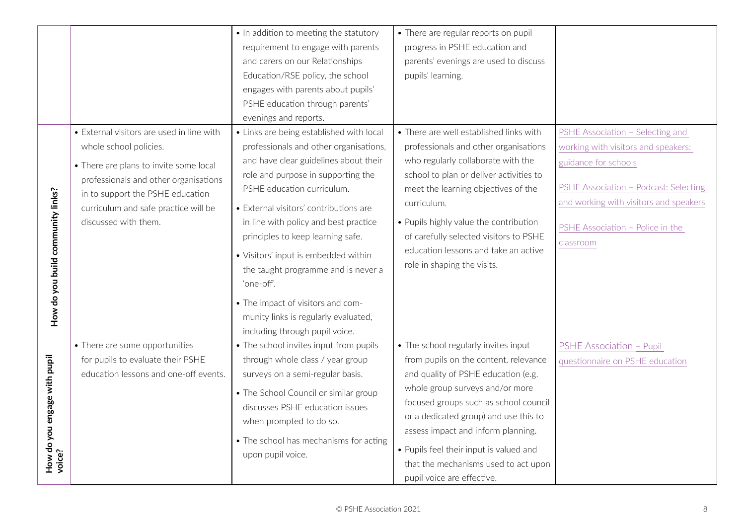| | | | | |
|---|---|---|---|---|
| | | • In addition to meeting the statutory requirement to engage with parents and carers on our Relationships Education/RSE policy, the school engages with parents about pupils' PSHE education through parents' evenings and reports. | • There are regular reports on pupil progress in PSHE education and parents' evenings are used to discuss pupils' learning. | |
| **How do you build community links?** | • External visitors are used in line with whole school policies.<br>• There are plans to invite some local professionals and other organisations in to support the PSHE education curriculum and safe practice will be discussed with them. | • Links are being established with local professionals and other organisations, and have clear guidelines about their role and purpose in supporting the PSHE education curriculum.<br>• External visitors' contributions are in line with policy and best practice principles to keep learning safe.<br>• Visitors' input is embedded within the taught programme and is never a 'one-off'.<br>• The impact of visitors and community links is regularly evaluated, including through pupil voice. | • There are well established links with professionals and other organisations who regularly collaborate with the school to plan or deliver activities to meet the learning objectives of the curriculum.<br>• Pupils highly value the contribution of carefully selected visitors to PSHE education lessons and take an active role in shaping the visits. | PSHE Association – Selecting and working with visitors and speakers: guidance for schools<br><br>PSHE Association – Podcast: Selecting and working with visitors and speakers<br><br>PSHE Association – Police in the classroom |
| **How do you engage with pupil voice?** | • There are some opportunities for pupils to evaluate their PSHE education lessons and one-off events. | • The school invites input from pupils through whole class / year group surveys on a semi-regular basis.<br>• The School Council or similar group discusses PSHE education issues when prompted to do so.<br>• The school has mechanisms for acting upon pupil voice. | • The school regularly invites input from pupils on the content, relevance and quality of PSHE education (e.g. whole group surveys and/or more focused groups such as school council or a dedicated group) and use this to assess impact and inform planning.<br>• Pupils feel their input is valued and that the mechanisms used to act upon pupil voice are effective. | PSHE Association – Pupil questionnaire on PSHE education |

© PSHE Association 2021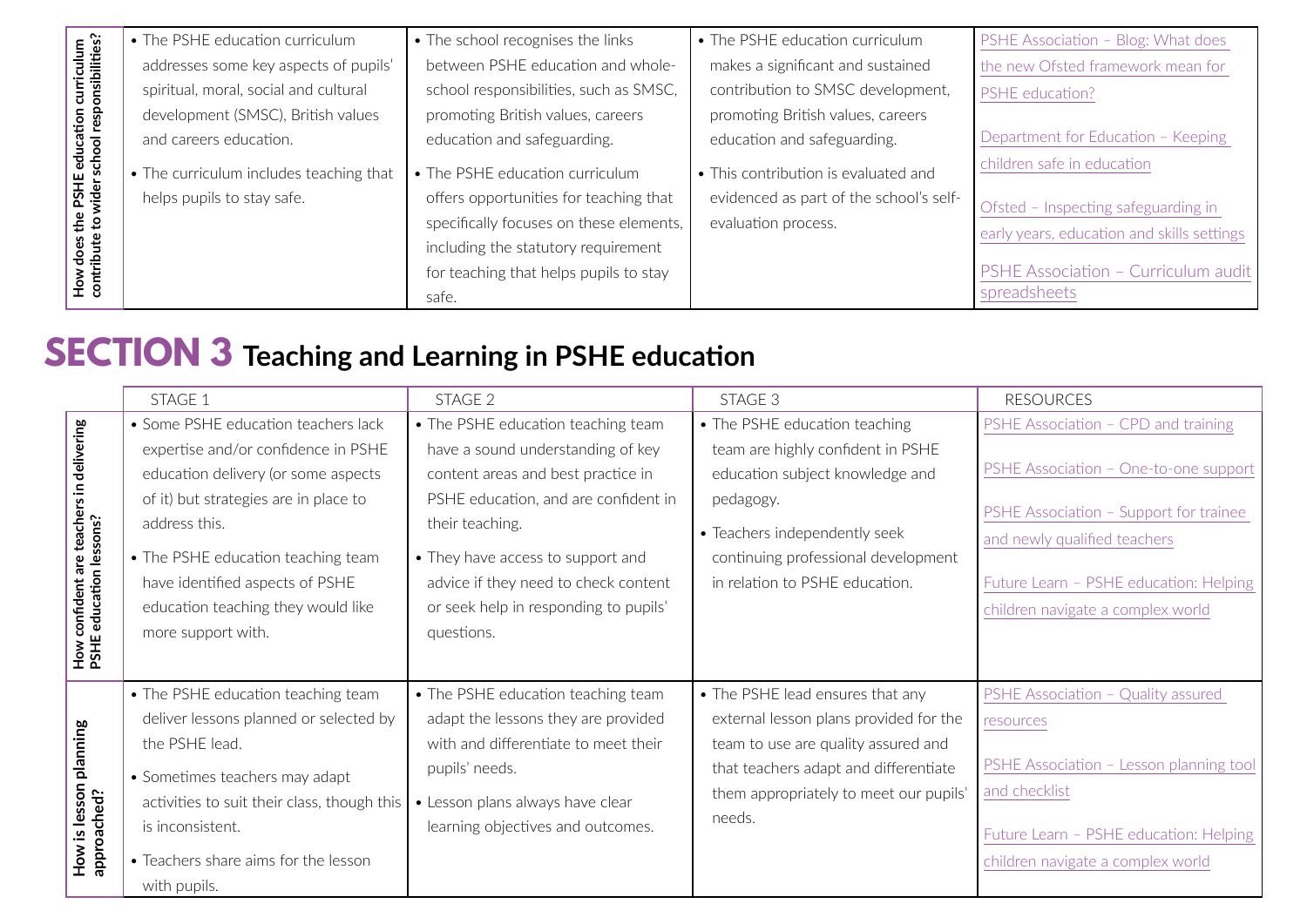| How does the PSHE education curriculum contribute to wider school responsibilities? | • The PSHE education curriculum addresses some key aspects of pupils' spiritual, moral, social and cultural development (SMSC), British values and careers education.<br>• The curriculum includes teaching that helps pupils to stay safe. | • The school recognises the links between PSHE education and whole-school responsibilities, such as SMSC, promoting British values, careers education and safeguarding.<br>• The PSHE education curriculum offers opportunities for teaching that specifically focuses on these elements, including the statutory requirement for teaching that helps pupils to stay safe. | • The PSHE education curriculum makes a significant and sustained contribution to SMSC development, promoting British values, careers education and safeguarding.<br>• This contribution is evaluated and evidenced as part of the school's self-evaluation process. | PSHE Association – Blog: What does the new Ofsted framework mean for PSHE education?<br><br>Department for Education – Keeping children safe in education<br><br>Ofsted – Inspecting safeguarding in early years, education and skills settings<br><br>PSHE Association – Curriculum audit spreadsheets |
|---|---|---|---|---|

# SECTION 3 Teaching and Learning in PSHE education

| | STAGE 1 | STAGE 2 | STAGE 3 | RESOURCES |
|---|---|---|---|---|
| How confident are teachers in delivering PSHE education lessons? | • Some PSHE education teachers lack expertise and/or confidence in PSHE education delivery (or some aspects of it) but strategies are in place to address this.<br>• The PSHE education teaching team have identified aspects of PSHE education teaching they would like more support with. | • The PSHE education teaching team have a sound understanding of key content areas and best practice in PSHE education, and are confident in their teaching.<br>• They have access to support and advice if they need to check content or seek help in responding to pupils' questions. | • The PSHE education teaching team are highly confident in PSHE education subject knowledge and pedagogy.<br>• Teachers independently seek continuing professional development in relation to PSHE education. | PSHE Association – CPD and training<br><br>PSHE Association – One-to-one support<br><br>PSHE Association – Support for trainee and newly qualified teachers<br><br>Future Learn – PSHE education: Helping children navigate a complex world |
| How is lesson planning approached? | • The PSHE education teaching team deliver lessons planned or selected by the PSHE lead.<br>• Sometimes teachers may adapt activities to suit their class, though this is inconsistent.<br>• Teachers share aims for the lesson with pupils. | • The PSHE education teaching team adapt the lessons they are provided with and differentiate to meet their pupils' needs.<br>• Lesson plans always have clear learning objectives and outcomes. | • The PSHE lead ensures that any external lesson plans provided for the team to use are quality assured and that teachers adapt and differentiate them appropriately to meet our pupils' needs. | PSHE Association – Quality assured resources<br><br>PSHE Association – Lesson planning tool and checklist<br><br>Future Learn – PSHE education: Helping children navigate a complex world |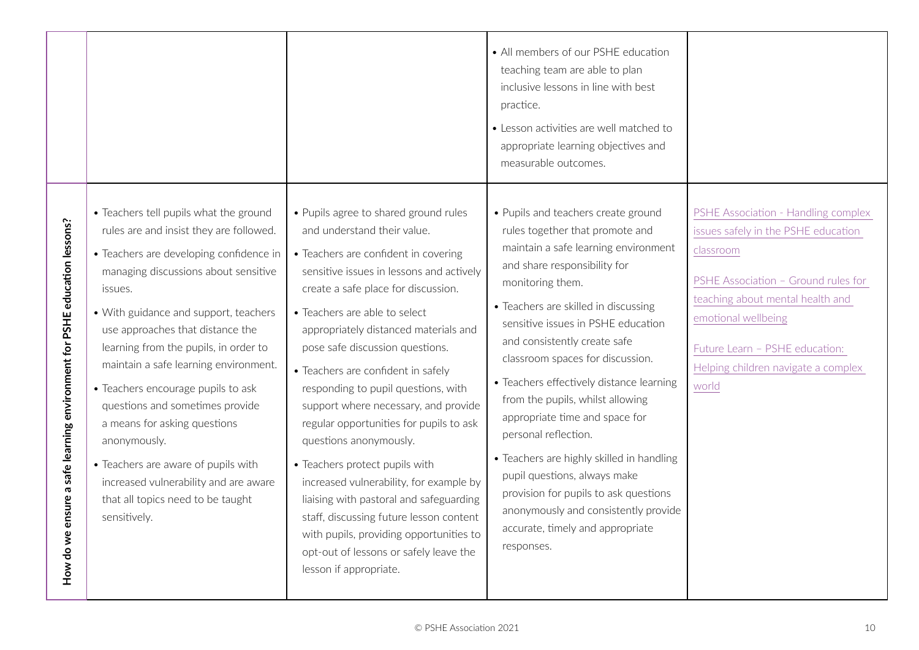| | | | | |
|---|---|---|---|---|
| | | | • All members of our PSHE education teaching team are able to plan inclusive lessons in line with best practice.<br>• Lesson activities are well matched to appropriate learning objectives and measurable outcomes. | |
| **How do we ensure a safe learning environment for PSHE education lessons?** | • Teachers tell pupils what the ground rules are and insist they are followed.<br>• Teachers are developing confidence in managing discussions about sensitive issues.<br>• With guidance and support, teachers use approaches that distance the learning from the pupils, in order to maintain a safe learning environment.<br>• Teachers encourage pupils to ask questions and sometimes provide a means for asking questions anonymously.<br>• Teachers are aware of pupils with increased vulnerability and are aware that all topics need to be taught sensitively. | • Pupils agree to shared ground rules and understand their value.<br>• Teachers are confident in covering sensitive issues in lessons and actively create a safe place for discussion.<br>• Teachers are able to select appropriately distanced materials and pose safe discussion questions.<br>• Teachers are confident in safely responding to pupil questions, with support where necessary, and provide regular opportunities for pupils to ask questions anonymously.<br>• Teachers protect pupils with increased vulnerability, for example by liaising with pastoral and safeguarding staff, discussing future lesson content with pupils, providing opportunities to opt-out of lessons or safely leave the lesson if appropriate. | • Pupils and teachers create ground rules together that promote and maintain a safe learning environment and share responsibility for monitoring them.<br>• Teachers are skilled in discussing sensitive issues in PSHE education and consistently create safe classroom spaces for discussion.<br>• Teachers effectively distance learning from the pupils, whilst allowing appropriate time and space for personal reflection.<br>• Teachers are highly skilled in handling pupil questions, always make provision for pupils to ask questions anonymously and consistently provide accurate, timely and appropriate responses. | PSHE Association - Handling complex issues safely in the PSHE education classroom<br><br>PSHE Association – Ground rules for teaching about mental health and emotional wellbeing<br><br>Future Learn – PSHE education: Helping children navigate a complex world |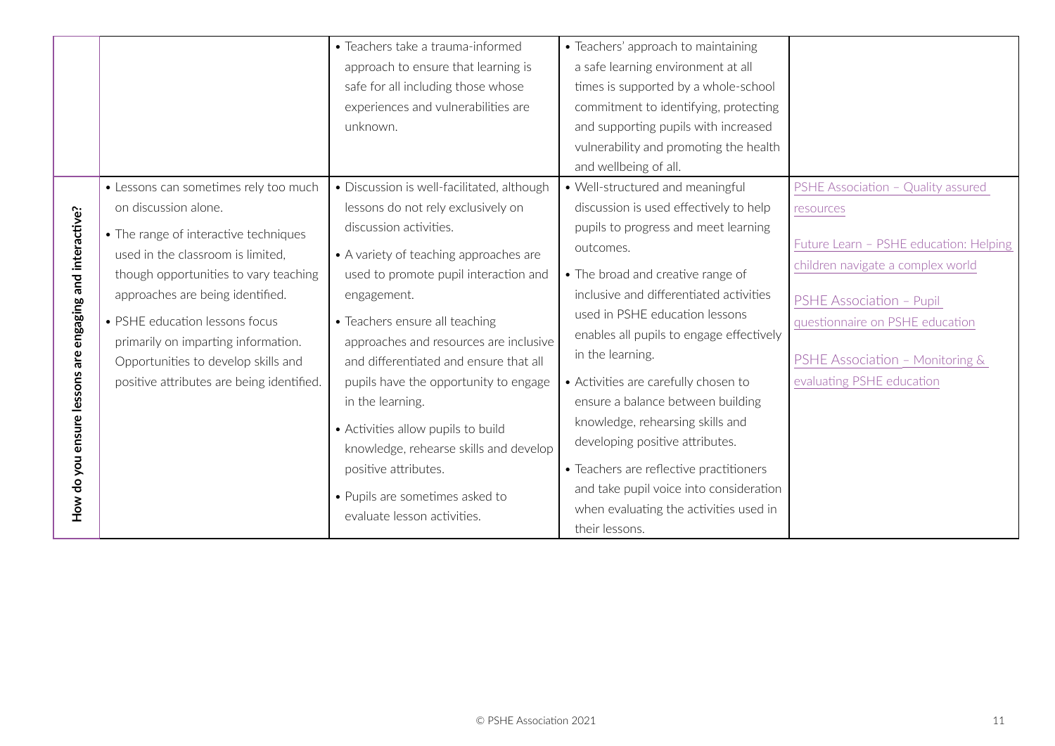| | | | | |
|---|---|---|---|---|
| | | • Teachers take a trauma-informed approach to ensure that learning is safe for all including those whose experiences and vulnerabilities are unknown. | • Teachers' approach to maintaining a safe learning environment at all times is supported by a whole-school commitment to identifying, protecting and supporting pupils with increased vulnerability and promoting the health and wellbeing of all. | |
| **How do you ensure lessons are engaging and interactive?** | • Lessons can sometimes rely too much on discussion alone.<br>• The range of interactive techniques used in the classroom is limited, though opportunities to vary teaching approaches are being identified.<br>• PSHE education lessons focus primarily on imparting information. Opportunities to develop skills and positive attributes are being identified. | • Discussion is well-facilitated, although lessons do not rely exclusively on discussion activities.<br>• A variety of teaching approaches are used to promote pupil interaction and engagement.<br>• Teachers ensure all teaching approaches and resources are inclusive and differentiated and ensure that all pupils have the opportunity to engage in the learning.<br>• Activities allow pupils to build knowledge, rehearse skills and develop positive attributes.<br>• Pupils are sometimes asked to evaluate lesson activities. | • Well-structured and meaningful discussion is used effectively to help pupils to progress and meet learning outcomes.<br>• The broad and creative range of inclusive and differentiated activities used in PSHE education lessons enables all pupils to engage effectively in the learning.<br>• Activities are carefully chosen to ensure a balance between building knowledge, rehearsing skills and developing positive attributes.<br>• Teachers are reflective practitioners and take pupil voice into consideration when evaluating the activities used in their lessons. | PSHE Association – Quality assured resources<br><br>Future Learn – PSHE education: Helping children navigate a complex world<br><br>PSHE Association – Pupil questionnaire on PSHE education<br><br>PSHE Association – Monitoring & evaluating PSHE education |

© PSHE Association 2021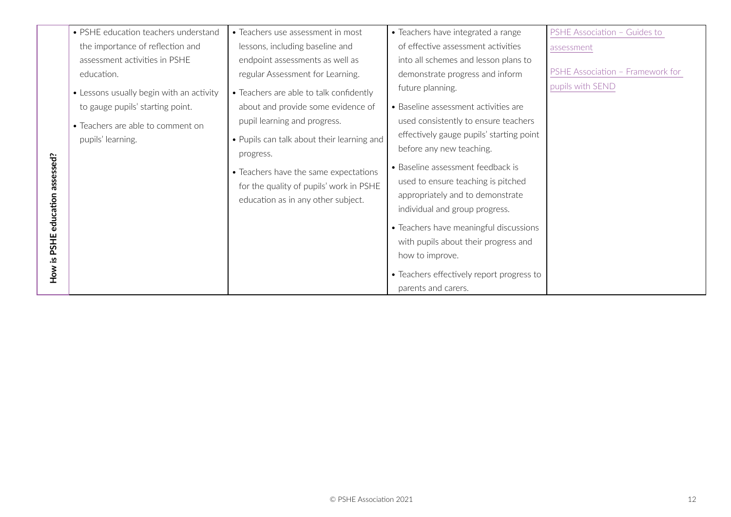| | | | | |
|---|---|---|---|---|
| **How is PSHE education assessed?** | • PSHE education teachers understand the importance of reflection and assessment activities in PSHE education.<br>• Lessons usually begin with an activity to gauge pupils' starting point.<br>• Teachers are able to comment on pupils' learning. | • Teachers use assessment in most lessons, including baseline and endpoint assessments as well as regular Assessment for Learning.<br>• Teachers are able to talk confidently about and provide some evidence of pupil learning and progress.<br>• Pupils can talk about their learning and progress.<br>• Teachers have the same expectations for the quality of pupils' work in PSHE education as in any other subject. | • Teachers have integrated a range of effective assessment activities into all schemes and lesson plans to demonstrate progress and inform future planning.<br>• Baseline assessment activities are used consistently to ensure teachers effectively gauge pupils' starting point before any new teaching.<br>• Baseline assessment feedback is used to ensure teaching is pitched appropriately and to demonstrate individual and group progress.<br>• Teachers have meaningful discussions with pupils about their progress and how to improve.<br>• Teachers effectively report progress to parents and carers. | PSHE Association – Guides to assessment<br><br>PSHE Association – Framework for pupils with SEND |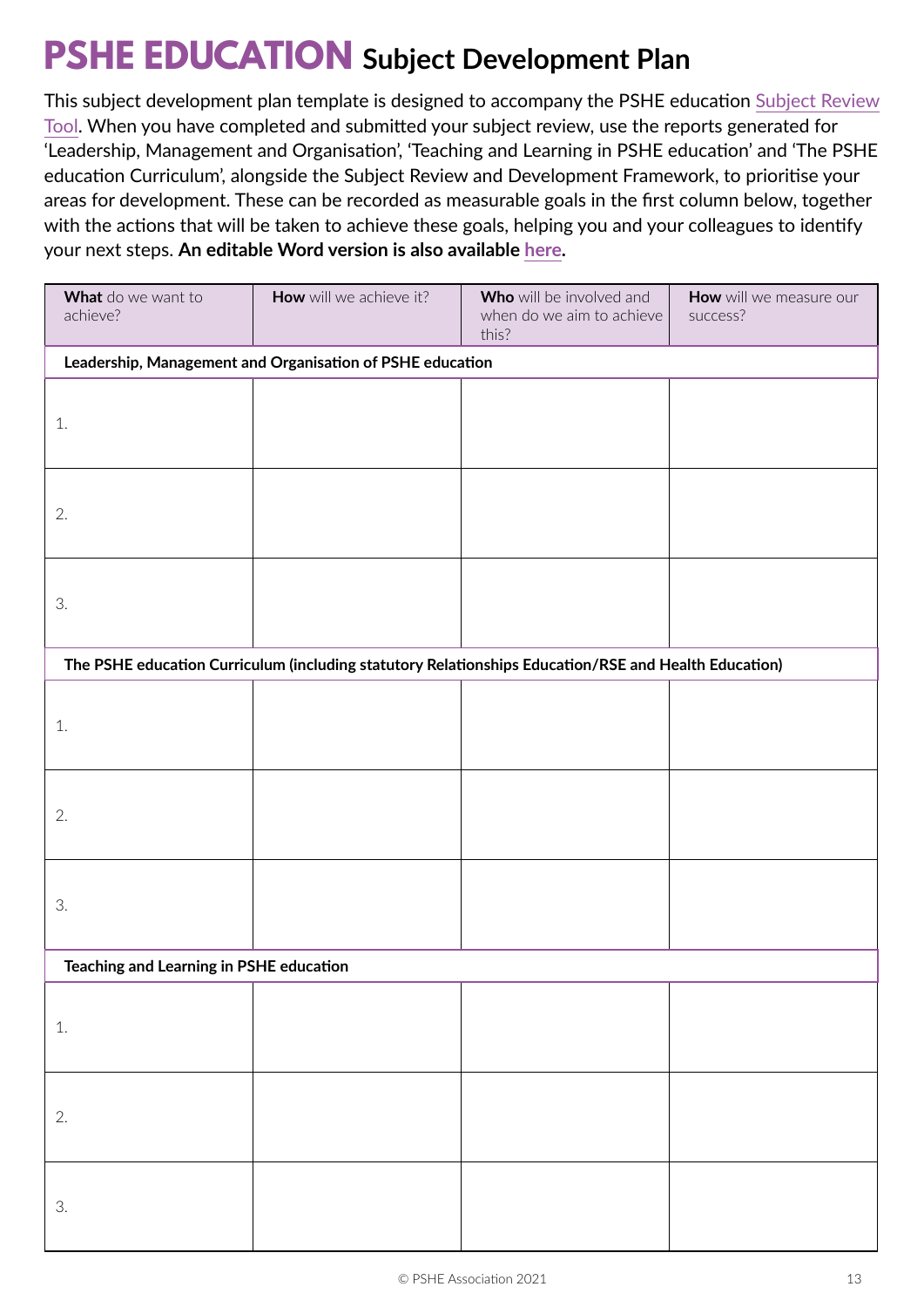# PSHE EDUCATION Subject Development Plan

This subject development plan template is designed to accompany the PSHE education Subject Review Tool. When you have completed and submitted your subject review, use the reports generated for 'Leadership, Management and Organisation', 'Teaching and Learning in PSHE education' and 'The PSHE education Curriculum', alongside the Subject Review and Development Framework, to prioritise your areas for development. These can be recorded as measurable goals in the first column below, together with the actions that will be taken to achieve these goals, helping you and your colleagues to identify your next steps. **An editable Word version is also available here.**

| **What** do we want to achieve? | **How** will we achieve it? | **Who** will be involved and when do we aim to achieve this? | **How** will we measure our success? |
|---|---|---|---|
| **Leadership, Management and Organisation of PSHE education** | | | |
| 1. | | | |
| 2. | | | |
| 3. | | | |
| **The PSHE education Curriculum (including statutory Relationships Education/RSE and Health Education)** | | | |
| 1. | | | |
| 2. | | | |
| 3. | | | |
| **Teaching and Learning in PSHE education** | | | |
| 1. | | | |
| 2. | | | |
| 3. | | | |

© PSHE Association 2021